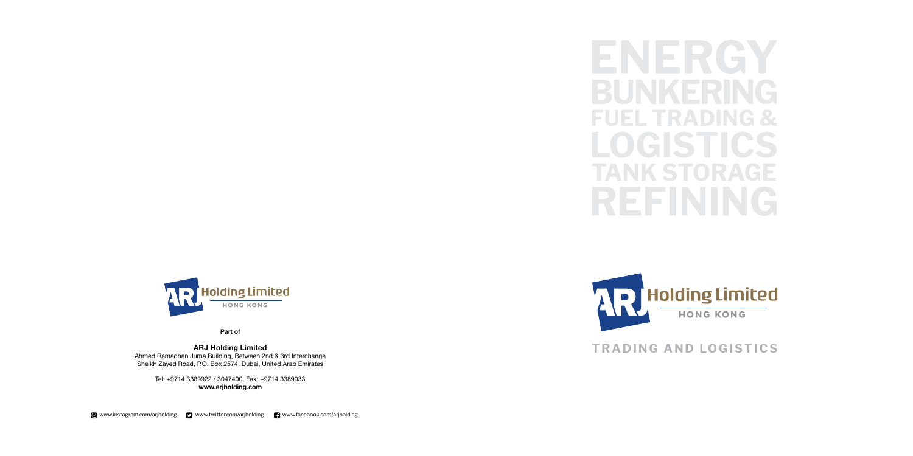# ENERGY
# BUNKERING
# FUEL TRADING &
# LOGISTICS
# TANK STORAGE
# REFINING

ARJ Holding Limited
HONG KONG

## TRADING AND LOGISTICS

---

ARJ Holding Limited
HONG KONG

Part of

**ARJ Holding Limited**
Ahmed Ramadhan Juma Building, Between 2nd & 3rd Interchange
Sheikh Zayed Road, P.O. Box 2574, Dubai, United Arab Emirates

Tel: +9714 3389922 / 3047400, Fax: +9714 3389933
**www.arjholding.com**

www.instagram.com/arjholding www.twitter.com/arjholding www.facebook.com/arjholding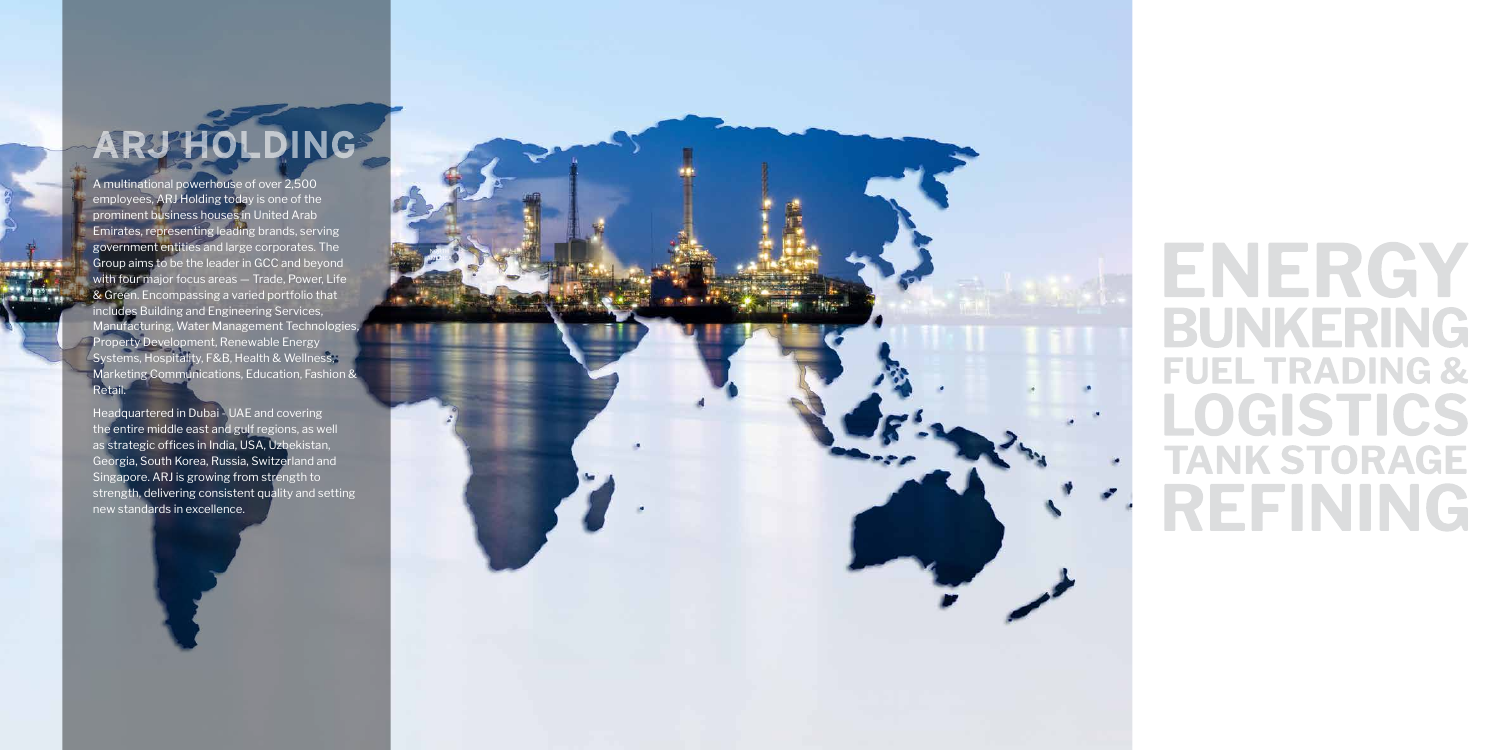# ARJ HOLDING

A multinational powerhouse of over 2,500 employees, ARJ Holding today is one of the prominent business houses in United Arab Emirates, representing leading brands, serving government entities and large corporates. The Group aims to be the leader in GCC and beyond with four major focus areas — Trade, Power, Life & Green. Encompassing a varied portfolio that includes Building and Engineering Services, Manufacturing, Water Management Technologies, Property Development, Renewable Energy Systems, Hospitality, F&B, Health & Wellness, Marketing Communications, Education, Fashion & Retail.

Headquartered in Dubai - UAE and covering the entire middle east and gulf regions, as well as strategic offices in India, USA, Uzbekistan, Georgia, South Korea, Russia, Switzerland and Singapore. ARJ is growing from strength to strength, delivering consistent quality and setting new standards in excellence.

# ENERGY
## BUNKERING
### FUEL TRADING &
## LOGISTICS
### TANK STORAGE
## REFINING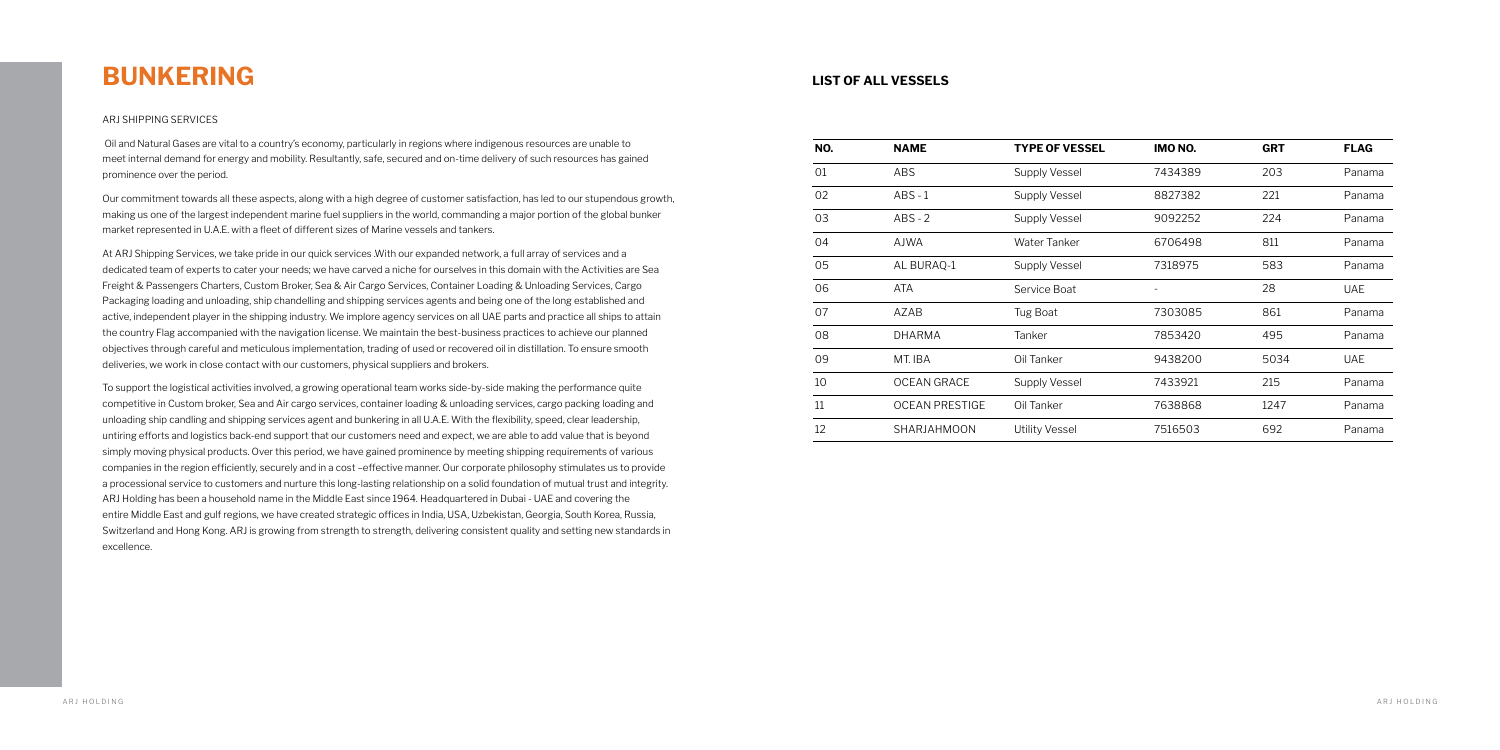# BUNKERING

ARJ SHIPPING SERVICES

Oil and Natural Gases are vital to a country's economy, particularly in regions where indigenous resources are unable to meet internal demand for energy and mobility. Resultantly, safe, secured and on-time delivery of such resources has gained prominence over the period.

Our commitment towards all these aspects, along with a high degree of customer satisfaction, has led to our stupendous growth, making us one of the largest independent marine fuel suppliers in the world, commanding a major portion of the global bunker market represented in U.A.E. with a fleet of different sizes of Marine vessels and tankers.

At ARJ Shipping Services, we take pride in our quick services .With our expanded network, a full array of services and a dedicated team of experts to cater your needs; we have carved a niche for ourselves in this domain with the Activities are Sea Freight & Passengers Charters, Custom Broker, Sea & Air Cargo Services, Container Loading & Unloading Services, Cargo Packaging loading and unloading, ship chandelling and shipping services agents and being one of the long established and active, independent player in the shipping industry. We implore agency services on all UAE parts and practice all ships to attain the country Flag accompanied with the navigation license. We maintain the best-business practices to achieve our planned objectives through careful and meticulous implementation, trading of used or recovered oil in distillation. To ensure smooth deliveries, we work in close contact with our customers, physical suppliers and brokers.

To support the logistical activities involved, a growing operational team works side-by-side making the performance quite competitive in Custom broker, Sea and Air cargo services, container loading & unloading services, cargo packing loading and unloading ship candling and shipping services agent and bunkering in all U.A.E. With the flexibility, speed, clear leadership, untiring efforts and logistics back-end support that our customers need and expect, we are able to add value that is beyond simply moving physical products. Over this period, we have gained prominence by meeting shipping requirements of various companies in the region efficiently, securely and in a cost –effective manner. Our corporate philosophy stimulates us to provide a processional service to customers and nurture this long-lasting relationship on a solid foundation of mutual trust and integrity. ARJ Holding has been a household name in the Middle East since 1964. Headquartered in Dubai - UAE and covering the entire Middle East and gulf regions, we have created strategic offices in India, USA, Uzbekistan, Georgia, South Korea, Russia, Switzerland and Hong Kong. ARJ is growing from strength to strength, delivering consistent quality and setting new standards in excellence.

## LIST OF ALL VESSELS

| NO. | NAME | TYPE OF VESSEL | IMO NO. | GRT | FLAG |
|---|---|---|---|---|---|
| 01 | ABS | Supply Vessel | 7434389 | 203 | Panama |
| 02 | ABS - 1 | Supply Vessel | 8827382 | 221 | Panama |
| 03 | ABS - 2 | Supply Vessel | 9092252 | 224 | Panama |
| 04 | AJWA | Water Tanker | 6706498 | 811 | Panama |
| 05 | AL BURAQ-1 | Supply Vessel | 7318975 | 583 | Panama |
| 06 | ATA | Service Boat | - | 28 | UAE |
| 07 | AZAB | Tug Boat | 7303085 | 861 | Panama |
| 08 | DHARMA | Tanker | 7853420 | 495 | Panama |
| 09 | MT. IBA | Oil Tanker | 9438200 | 5034 | UAE |
| 10 | OCEAN GRACE | Supply Vessel | 7433921 | 215 | Panama |
| 11 | OCEAN PRESTIGE | Oil Tanker | 7638868 | 1247 | Panama |
| 12 | SHARJAHMOON | Utility Vessel | 7516503 | 692 | Panama |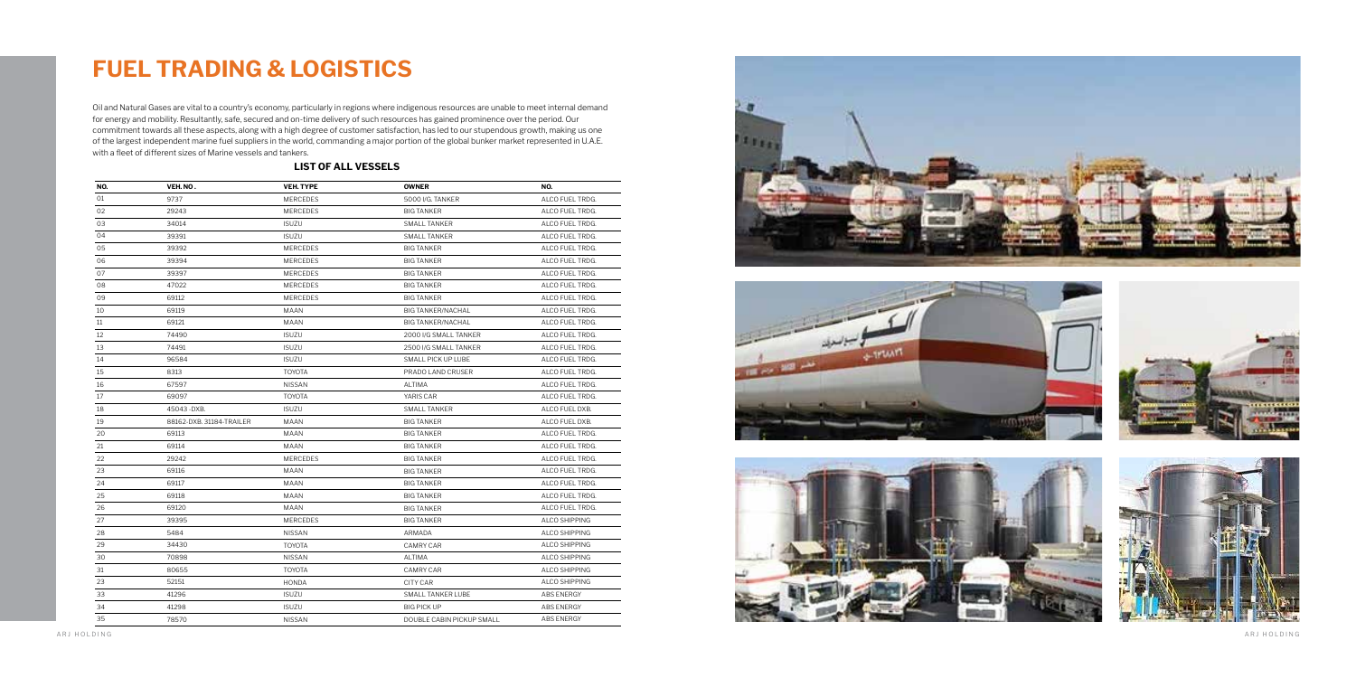# FUEL TRADING & LOGISTICS

Oil and Natural Gases are vital to a country's economy, particularly in regions where indigenous resources are unable to meet internal demand for energy and mobility. Resultantly, safe, secured and on-time delivery of such resources has gained prominence over the period. Our commitment towards all these aspects, along with a high degree of customer satisfaction, has led to our stupendous growth, making us one of the largest independent marine fuel suppliers in the world, commanding a major portion of the global bunker market represented in U.A.E. with a fleet of different sizes of Marine vessels and tankers.

### LIST OF ALL VESSELS

| NO. | VEH. NO . | VEH. TYPE | OWNER | NO. |
|---|---|---|---|---|
| 01 | 9737 | MERCEDES | 5000 I/G. TANKER | ALCO FUEL TRDG. |
| 02 | 29243 | MERCEDES | BIG TANKER | ALCO FUEL TRDG. |
| 03 | 34014 | ISUZU | SMALL TANKER | ALCO FUEL TRDG. |
| 04 | 39391 | ISUZU | SMALL TANKER | ALCO FUEL TRDG. |
| 05 | 39392 | MERCEDES | BIG TANKER | ALCO FUEL TRDG. |
| 06 | 39394 | MERCEDES | BIG TANKER | ALCO FUEL TRDG. |
| 07 | 39397 | MERCEDES | BIG TANKER | ALCO FUEL TRDG. |
| 08 | 47022 | MERCEDES | BIG TANKER | ALCO FUEL TRDG. |
| 09 | 69112 | MERCEDES | BIG TANKER | ALCO FUEL TRDG. |
| 10 | 69119 | MAAN | BIG TANKER/NACHAL | ALCO FUEL TRDG. |
| 11 | 69121 | MAAN | BIG TANKER/NACHAL | ALCO FUEL TRDG. |
| 12 | 74490 | ISUZU | 2000 I/G SMALL TANKER | ALCO FUEL TRDG. |
| 13 | 74491 | ISUZU | 2500 I/G SMALL TANKER | ALCO FUEL TRDG. |
| 14 | 96584 | ISUZU | SMALL PICK UP LUBE | ALCO FUEL TRDG. |
| 15 | 8313 | TOYOTA | PRADO LAND CRUSER | ALCO FUEL TRDG. |
| 16 | 67597 | NISSAN | ALTIMA | ALCO FUEL TRDG. |
| 17 | 69097 | TOYOTA | YARIS CAR | ALCO FUEL TRDG. |
| 18 | 45043 -DXB. | ISUZU | SMALL TANKER | ALCO FUEL DXB. |
| 19 | 88162-DXB. 31184-TRAILER | MAAN | BIG TANKER | ALCO FUEL DXB. |
| 20 | 69113 | MAAN | BIG TANKER | ALCO FUEL TRDG. |
| 21 | 69114 | MAAN | BIG TANKER | ALCO FUEL TRDG. |
| 22 | 29242 | MERCEDES | BIG TANKER | ALCO FUEL TRDG. |
| 23 | 69116 | MAAN | BIG TANKER | ALCO FUEL TRDG. |
| 24 | 69117 | MAAN | BIG TANKER | ALCO FUEL TRDG. |
| 25 | 69118 | MAAN | BIG TANKER | ALCO FUEL TRDG. |
| 26 | 69120 | MAAN | BIG TANKER | ALCO FUEL TRDG. |
| 27 | 39395 | MERCEDES | BIG TANKER | ALCO SHIPPING |
| 28 | 5484 | NISSAN | ARMADA | ALCO SHIPPING |
| 29 | 34430 | TOYOTA | CAMRY CAR | ALCO SHIPPING |
| 30 | 70898 | NISSAN | ALTIMA | ALCO SHIPPING |
| 31 | 80655 | TOYOTA | CAMRY CAR | ALCO SHIPPING |
| 23 | 52151 | HONDA | CITY CAR | ALCO SHIPPING |
| 33 | 41296 | ISUZU | SMALL TANKER LUBE | ABS ENERGY |
| 34 | 41298 | ISUZU | BIG PICK UP | ABS ENERGY |
| 35 | 78570 | NISSAN | DOUBLE CABIN PICKUP SMALL | ABS ENERGY |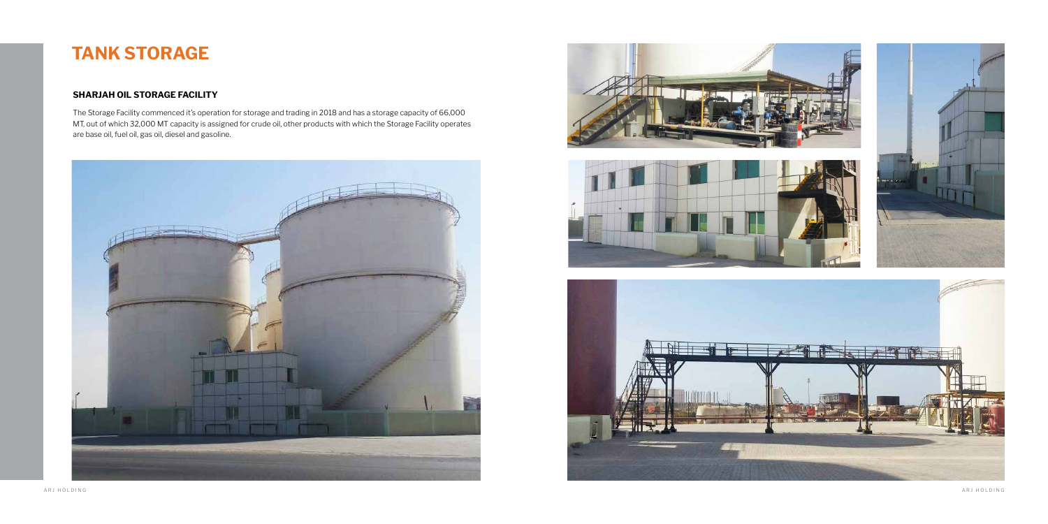# TANK STORAGE

### SHARJAH OIL STORAGE FACILITY

The Storage Facility commenced it's operation for storage and trading in 2018 and has a storage capacity of 66,000 MT, out of which 32,000 MT capacity is assigned for crude oil, other products with which the Storage Facility operates are base oil, fuel oil, gas oil, diesel and gasoline.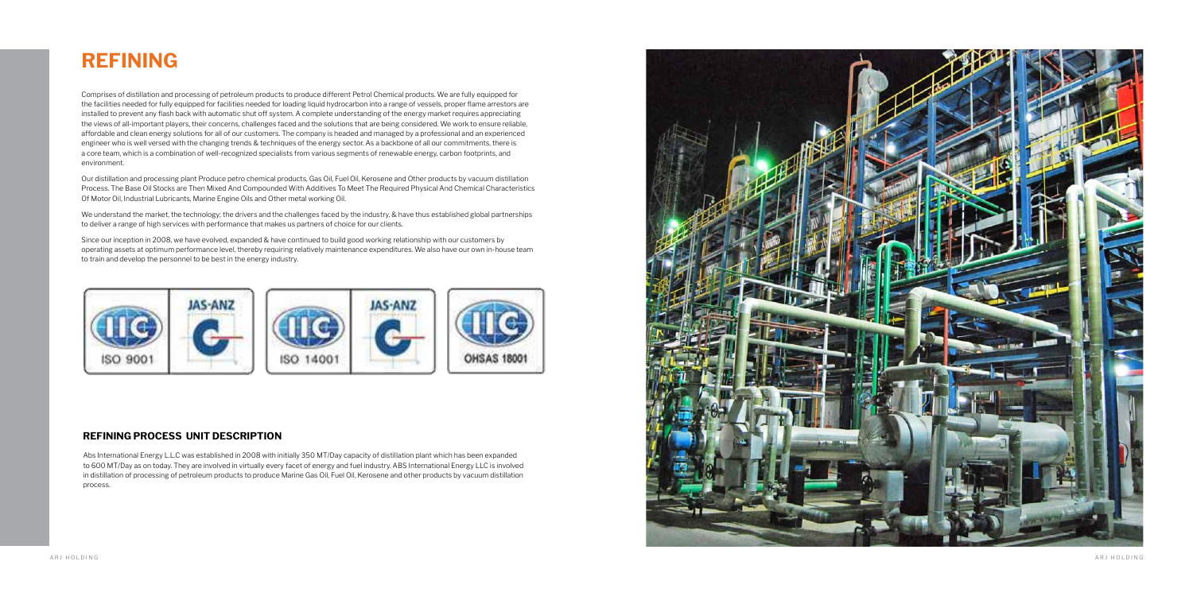# REFINING

Comprises of distillation and processing of petroleum products to produce different Petrol Chemical products. We are fully equipped for the facilities needed for fully equipped for facilities needed for loading liquid hydrocarbon into a range of vessels, proper flame arrestors are installed to prevent any flash back with automatic shut off system. A complete understanding of the energy market requires appreciating the views of all-important players, their concerns, challenges faced and the solutions that are being considered. We work to ensure reliable, affordable and clean energy solutions for all of our customers. The company is headed and managed by a professional and an experienced engineer who is well versed with the changing trends & techniques of the energy sector. As a backbone of all our commitments, there is a core team, which is a combination of well-recognized specialists from various segments of renewable energy, carbon footprints, and environment.

Our distillation and processing plant Produce petro chemical products, Gas Oil, Fuel Oil, Kerosene and Other products by vacuum distillation Process. The Base Oil Stocks are Then Mixed And Compounded With Additives To Meet The Required Physical And Chemical Characteristics Of Motor Oil, Industrial Lubricants, Marine Engine Oils and Other metal working Oil.

We understand the market, the technology; the drivers and the challenges faced by the industry, & have thus established global partnerships to deliver a range of high services with performance that makes us partners of choice for our clients.

Since our inception in 2008, we have evolved, expanded & have continued to build good working relationship with our customers by operating assets at optimum performance level, thereby requiring relatively maintenance expenditures. We also have our own in-house team to train and develop the personnel to be best in the energy industry.

ISO 9001 JAS-ANZ | ISO 14001 JAS-ANZ | OHSAS 18001

## REFINING PROCESS UNIT DESCRIPTION

Abs International Energy L.L.C was established in 2008 with initially 350 MT/Day capacity of distillation plant which has been expanded to 600 MT/Day as on today. They are involved in virtually every facet of energy and fuel industry. ABS International Energy LLC is involved in distillation of processing of petroleum products to produce Marine Gas Oil, Fuel Oil, Kerosene and other products by vacuum distillation process.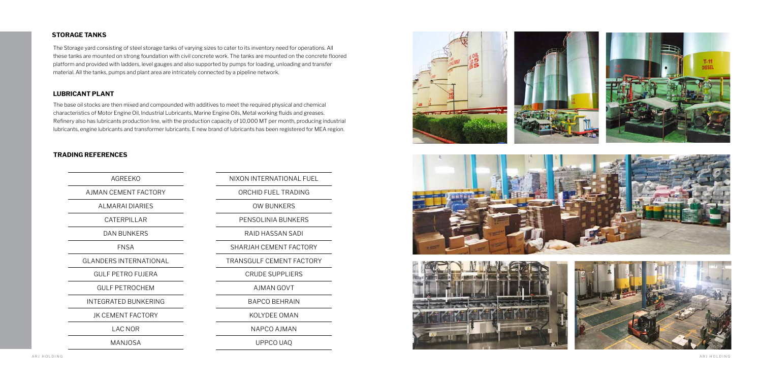### STORAGE TANKS

The Storage yard consisting of steel storage tanks of varying sizes to cater to its inventory need for operations. All these tanks are mounted on strong foundation with civil concrete work. The tanks are mounted on the concrete floored platform and provided with ladders, level gauges and also supported by pumps for loading, unloading and transfer material. All the tanks, pumps and plant area are intricately connected by a pipeline network.

### LUBRICANT PLANT

The base oil stocks are then mixed and compounded with additives to meet the required physical and chemical characteristics of Motor Engine Oil, Industrial Lubricants, Marine Engine Oils, Metal working fluids and greases. Refinery also has lubricants production line, with the production capacity of 10,000 MT per month, producing industrial lubricants, engine lubricants and transformer lubricants. E new brand of lubricants has been registered for MEA region.

### TRADING REFERENCES

| | |
|---|---|
| AGREEKO | NIXON INTERNATIONAL FUEL |
| AJMAN CEMENT FACTORY | ORCHID FUEL TRADING |
| ALMARAI DIARIES | OW BUNKERS |
| CATERPILLAR | PENSOLINIA BUNKERS |
| DAN BUNKERS | RAID HASSAN SADI |
| FNSA | SHARJAH CEMENT FACTORY |
| GLANDERS INTERNATIONAL | TRANSGULF CEMENT FACTORY |
| GULF PETRO FUJERA | CRUDE SUPPLIERS |
| GULF PETROCHEM | AJMAN GOVT |
| INTEGRATED BUNKERING | BAPCO BEHRAIN |
| JK CEMENT FACTORY | KOLYDEE OMAN |
| LAC NOR | NAPCO AJMAN |
| MANJOSA | UPPCO UAQ |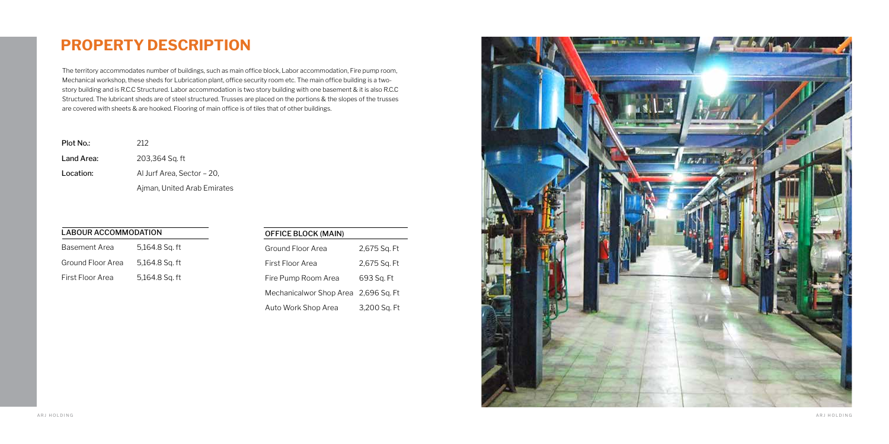# PROPERTY DESCRIPTION

The territory accommodates number of buildings, such as main office block, Labor accommodation, Fire pump room, Mechanical workshop, these sheds for Lubrication plant, office security room etc. The main office building is a two-story building and is R.C.C Structured. Labor accommodation is two story building with one basement & it is also R.C.C Structured. The lubricant sheds are of steel structured. Trusses are placed on the portions & the slopes of the trusses are covered with sheets & are hooked. Flooring of main office is of tiles that of other buildings.

| | |
|---|---|
| Plot No.: | 212 |
| Land Area: | 203,364 Sq. ft |
| Location: | Al Jurf Area, Sector – 20, Ajman, United Arab Emirates |

| LABOUR ACCOMMODATION | |
|---|---|
| Basement Area | 5,164.8 Sq. ft |
| Ground Floor Area | 5,164.8 Sq. ft |
| First Floor Area | 5,164.8 Sq. ft |

| OFFICE BLOCK (MAIN) | |
|---|---|
| Ground Floor Area | 2,675 Sq. Ft |
| First Floor Area | 2,675 Sq. Ft |
| Fire Pump Room Area | 693 Sq. Ft |
| Mechanicalwor Shop Area | 2,696 Sq. Ft |
| Auto Work Shop Area | 3,200 Sq. Ft |